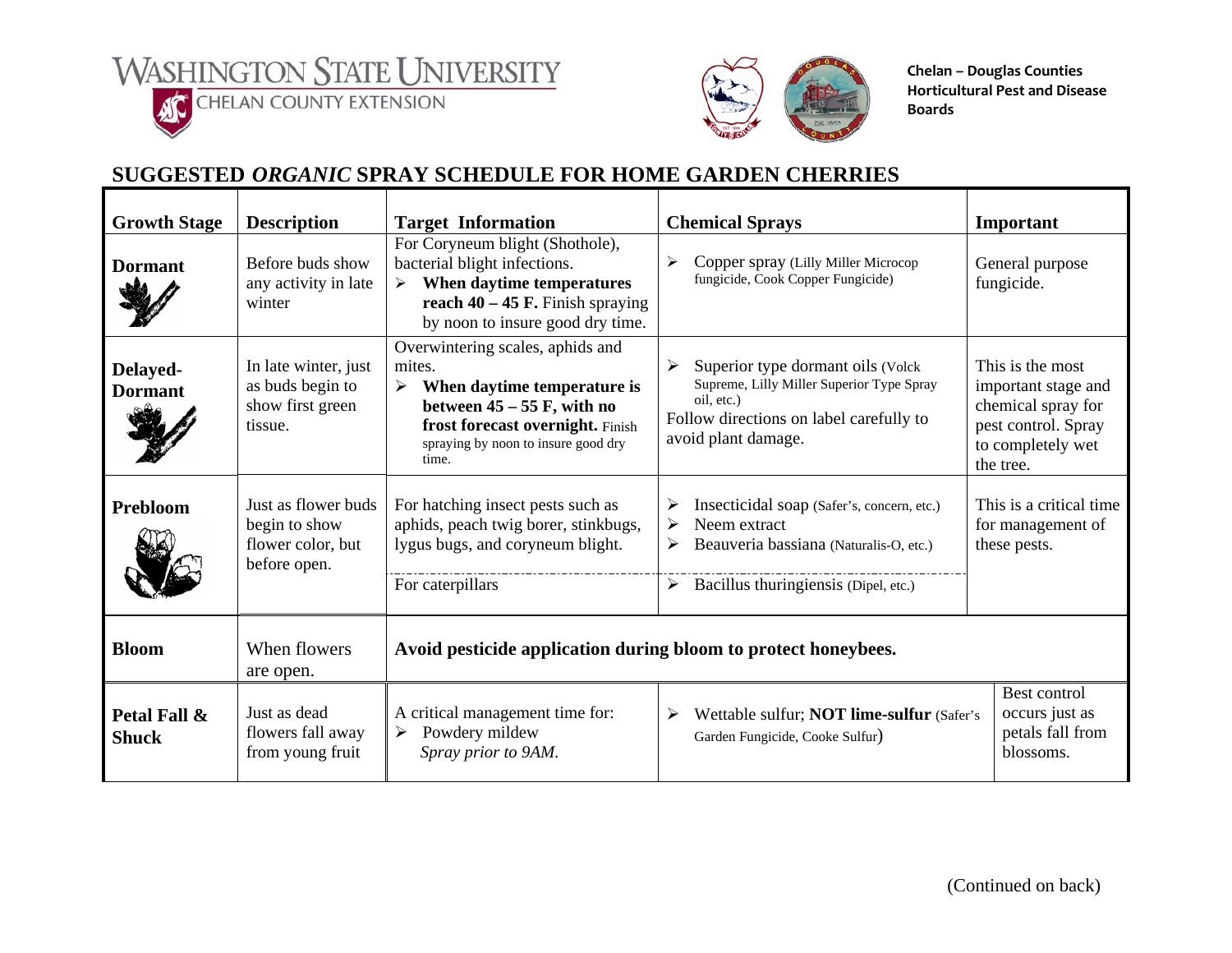WASHINGTON STATE UNIVERSITY
CHELAN COUNTY EXTENSION

**Chelan – Douglas Counties Horticultural Pest and Disease Boards**

# SUGGESTED *ORGANIC* SPRAY SCHEDULE FOR HOME GARDEN CHERRIES

| Growth Stage | Description | Target Information | Chemical Sprays | Important |
|---|---|---|---|---|
| **Dormant** | Before buds show any activity in late winter | For Coryneum blight (Shothole), bacterial blight infections. ➢ **When daytime temperatures reach 40 – 45 F.** Finish spraying by noon to insure good dry time. | ➢ Copper spray (Lilly Miller Microcop fungicide, Cook Copper Fungicide) | General purpose fungicide. |
| **Delayed-Dormant** | In late winter, just as buds begin to show first green tissue. | Overwintering scales, aphids and mites. ➢ **When daytime temperature is between 45 – 55 F, with no frost forecast overnight.** Finish spraying by noon to insure good dry time. | ➢ Superior type dormant oils (Volck Supreme, Lilly Miller Superior Type Spray oil, etc.) Follow directions on label carefully to avoid plant damage. | This is the most important stage and chemical spray for pest control. Spray to completely wet the tree. |
| **Prebloom** | Just as flower buds begin to show flower color, but before open. | For hatching insect pests such as aphids, peach twig borer, stinkbugs, lygus bugs, and coryneum blight. | ➢ Insecticidal soap (Safer's, concern, etc.) ➢ Neem extract ➢ Beauveria bassiana (Naturalis-O, etc.) | This is a critical time for management of these pests. |
| | | For caterpillars | ➢ Bacillus thuringiensis (Dipel, etc.) | |
| **Bloom** | When flowers are open. | **Avoid pesticide application during bloom to protect honeybees.** | | |
| **Petal Fall & Shuck** | Just as dead flowers fall away from young fruit | A critical management time for: ➢ Powdery mildew *Spray prior to 9AM.* | ➢ Wettable sulfur; **NOT lime-sulfur** (Safer's Garden Fungicide, Cooke Sulfur) | Best control occurs just as petals fall from blossoms. |

(Continued on back)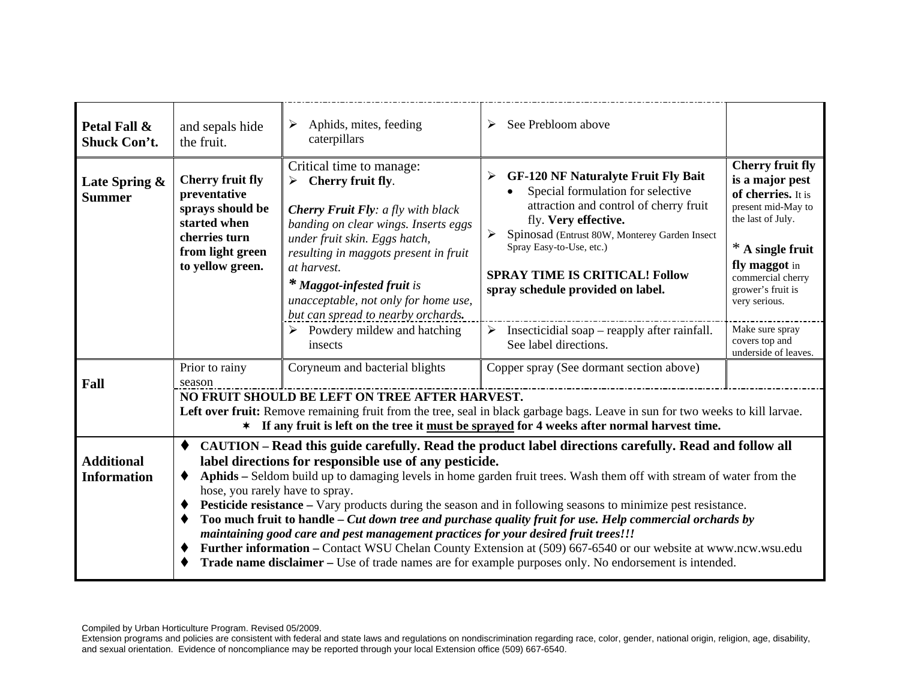| | | | | |
|---|---|---|---|---|
| **Petal Fall & Shuck Con't.** | and sepals hide the fruit. | ➢ Aphids, mites, feeding caterpillars | ➢ See Prebloom above | |
| **Late Spring & Summer** | **Cherry fruit fly preventative sprays should be started when cherries turn from light green to yellow green.** | Critical time to manage: ➢ **Cherry fruit fly**. *__Cherry Fruit Fly__: a fly with black banding on clear wings. Inserts eggs under fruit skin. Eggs hatch, resulting in maggots present in fruit at harvest.* * ***Maggot-infested fruit** is unacceptable, not only for home use, but can spread to nearby orchards.* | ➢ **GF-120 NF Naturalyte Fruit Fly Bait** • Special formulation for selective attraction and control of cherry fruit fly. **Very effective.** ➢ Spinosad (Entrust 80W, Monterey Garden Insect Spray Easy-to-Use, etc.) **SPRAY TIME IS CRITICAL! Follow spray schedule provided on label.** | **Cherry fruit fly is a major pest of cherries.** It is present mid-May to the last of July. * **A single fruit fly maggot** in commercial cherry grower's fruit is very serious. |
| | | ➢ Powdery mildew and hatching insects | ➢ Insecticidial soap – reapply after rainfall. See label directions. | Make sure spray covers top and underside of leaves. |
| **Fall** | Prior to rainy season | Coryneum and bacterial blights | Copper spray (See dormant section above) | |
| | **NO FRUIT SHOULD BE LEFT ON TREE AFTER HARVEST.** **Left over fruit:** Remove remaining fruit from the tree, seal in black garbage bags. Leave in sun for two weeks to kill larvae. ✶ **If any fruit is left on the tree it <u>must be sprayed</u> for 4 weeks after normal harvest time.** | | | |
| **Additional Information** | ♦ **CAUTION – Read this guide carefully. Read the product label directions carefully. Read and follow all label directions for responsible use of any pesticide.** ♦ **Aphids –** Seldom build up to damaging levels in home garden fruit trees. Wash them off with stream of water from the hose, you rarely have to spray. ♦ **Pesticide resistance –** Vary products during the season and in following seasons to minimize pest resistance. ♦ **Too much fruit to handle –** ***Cut down tree and purchase quality fruit for use. Help commercial orchards by maintaining good care and pest management practices for your desired fruit trees!!!*** ♦ **Further information –** Contact WSU Chelan County Extension at (509) 667-6540 or our website at www.ncw.wsu.edu ♦ **Trade name disclaimer –** Use of trade names are for example purposes only. No endorsement is intended. | | | |

Compiled by Urban Horticulture Program. Revised 05/2009.

Extension programs and policies are consistent with federal and state laws and regulations on nondiscrimination regarding race, color, gender, national origin, religion, age, disability, and sexual orientation. Evidence of noncompliance may be reported through your local Extension office (509) 667-6540.